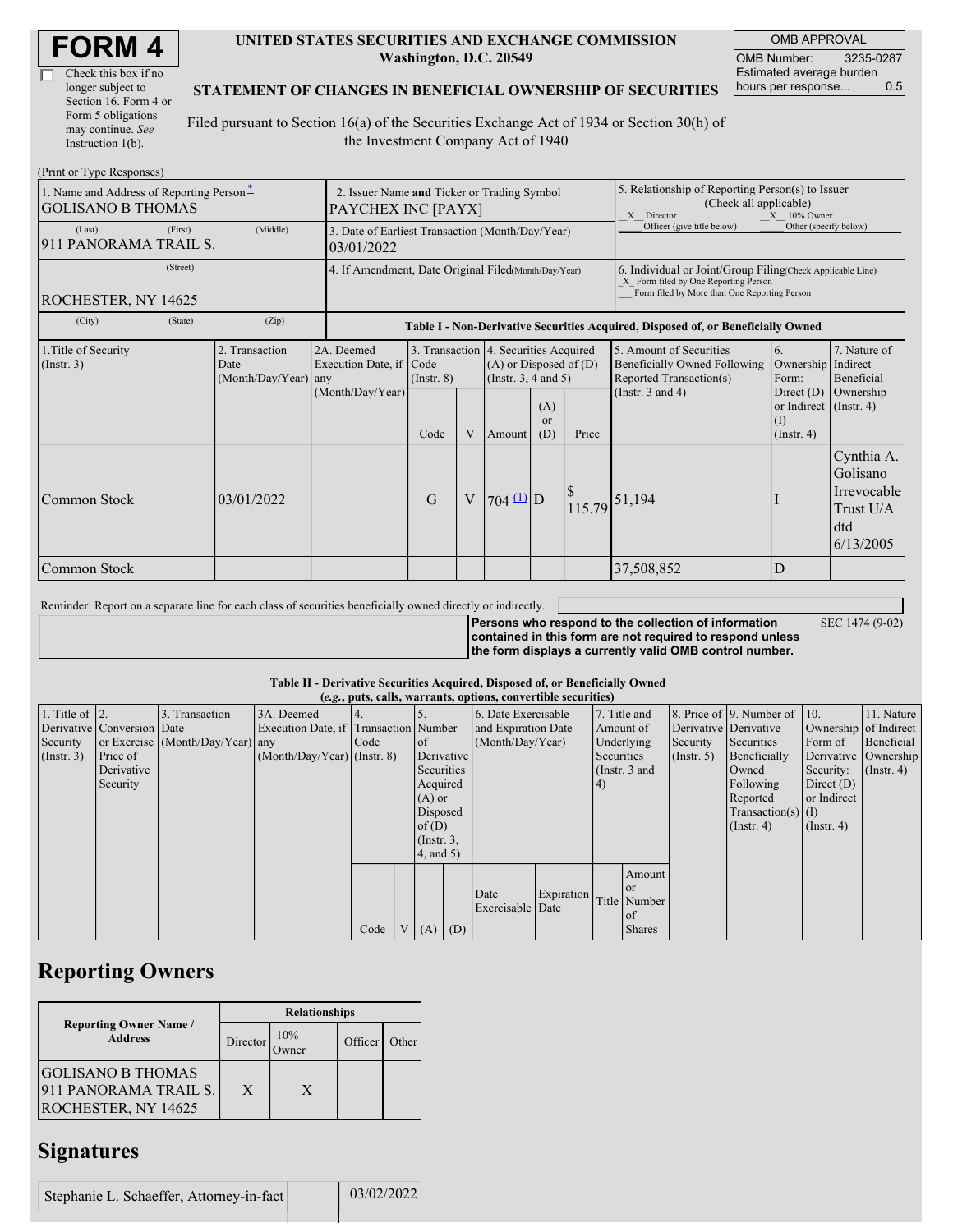# FORM 4

☐ Check this box if no longer subject to Section 16. Form 4 or Form 5 obligations may continue. *See* Instruction 1(b).

**UNITED STATES SECURITIES AND EXCHANGE COMMISSION**
**Washington, D.C. 20549**

**STATEMENT OF CHANGES IN BENEFICIAL OWNERSHIP OF SECURITIES**

Filed pursuant to Section 16(a) of the Securities Exchange Act of 1934 or Section 30(h) of the Investment Company Act of 1940

| OMB APPROVAL | |
|---|---|
| OMB Number: | 3235-0287 |
| Estimated average burden hours per response... | 0.5 |

(Print or Type Responses)

| 1. Name and Address of Reporting Person* | 2. Issuer Name and Ticker or Trading Symbol | 5. Relationship of Reporting Person(s) to Issuer (Check all applicable) |
|---|---|---|
| GOLISANO B THOMAS | PAYCHEX INC [PAYX] | _X_ Director _X_ 10% Owner ___ Officer (give title below) ___ Other (specify below) |
| (Last) (First) (Middle) 911 PANORAMA TRAIL S. | 3. Date of Earliest Transaction (Month/Day/Year) 03/01/2022 | |
| (Street) ROCHESTER, NY 14625 | 4. If Amendment, Date Original Filed (Month/Day/Year) | 6. Individual or Joint/Group Filing (Check Applicable Line) _X_ Form filed by One Reporting Person ___ Form filed by More than One Reporting Person |
| (City) (State) (Zip) | | |

**Table I - Non-Derivative Securities Acquired, Disposed of, or Beneficially Owned**

| 1.Title of Security (Instr. 3) | 2. Transaction Date (Month/Day/Year) | 2A. Deemed Execution Date, if any (Month/Day/Year) | 3. Transaction Code (Instr. 8) | | 4. Securities Acquired (A) or Disposed of (D) (Instr. 3, 4 and 5) | | | 5. Amount of Securities Beneficially Owned Following Reported Transaction(s) (Instr. 3 and 4) | 6. Ownership Form: Direct (D) or Indirect (I) (Instr. 4) | 7. Nature of Indirect Beneficial Ownership (Instr. 4) |
|---|---|---|---|---|---|---|---|---|---|---|
| | | | Code | V | Amount | (A) or (D) | Price | | | |
| Common Stock | 03/01/2022 | | G | V | 704 (1) | D | $ 115.79 | 51,194 | I | Cynthia A. Golisano Irrevocable Trust U/A dtd 6/13/2005 |
| Common Stock | | | | | | | | 37,508,852 | D | |

Reminder: Report on a separate line for each class of securities beneficially owned directly or indirectly.

**Persons who respond to the collection of information contained in this form are not required to respond unless the form displays a currently valid OMB control number.** SEC 1474 (9-02)

**Table II - Derivative Securities Acquired, Disposed of, or Beneficially Owned**
**(*e.g.*, puts, calls, warrants, options, convertible securities)**

| 1. Title of Derivative Security (Instr. 3) | 2. Conversion or Exercise Price of Derivative Security | 3. Transaction Date (Month/Day/Year) | 3A. Deemed Execution Date, if any (Month/Day/Year) | 4. Transaction Code (Instr. 8) | | 5. Number of Derivative Securities Acquired (A) or Disposed of (D) (Instr. 3, 4, and 5) | | 6. Date Exercisable and Expiration Date (Month/Day/Year) | | 7. Title and Amount of Underlying Securities (Instr. 3 and 4) | | 8. Price of Derivative Security (Instr. 5) | 9. Number of Derivative Securities Beneficially Owned Following Reported Transaction(s) (Instr. 4) | 10. Ownership Form of Derivative Security: Direct (D) or Indirect (I) (Instr. 4) | 11. Nature of Indirect Beneficial Ownership (Instr. 4) |
|---|---|---|---|---|---|---|---|---|---|---|---|---|---|---|---|
| | | | | Code | V | (A) | (D) | Date Exercisable | Expiration Date | Title | Amount or Number of Shares | | | | |

## Reporting Owners

| Reporting Owner Name / Address | Relationships | | | |
|---|---|---|---|---|
| | Director | 10% Owner | Officer | Other |
| GOLISANO B THOMAS 911 PANORAMA TRAIL S. ROCHESTER, NY 14625 | X | X | | |

## Signatures

| Stephanie L. Schaeffer, Attorney-in-fact | | 03/02/2022 |
|---|---|---|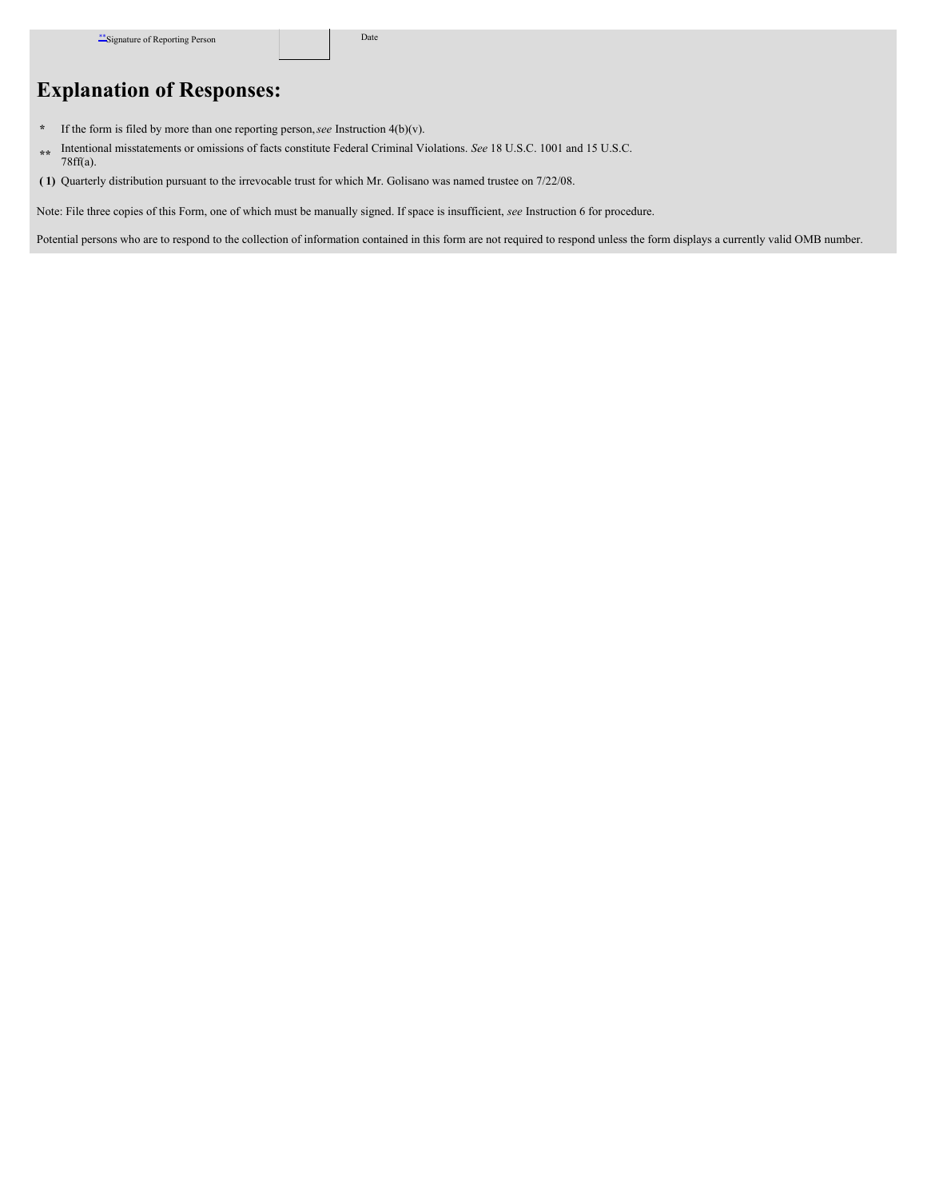| **Signature of Reporting Person | | Date |
| --- | --- | --- |

## Explanation of Responses:

* If the form is filed by more than one reporting person, *see* Instruction 4(b)(v).

** Intentional misstatements or omissions of facts constitute Federal Criminal Violations. *See* 18 U.S.C. 1001 and 15 U.S.C. 78ff(a).

**( 1)** Quarterly distribution pursuant to the irrevocable trust for which Mr. Golisano was named trustee on 7/22/08.

Note: File three copies of this Form, one of which must be manually signed. If space is insufficient, *see* Instruction 6 for procedure.

Potential persons who are to respond to the collection of information contained in this form are not required to respond unless the form displays a currently valid OMB number.